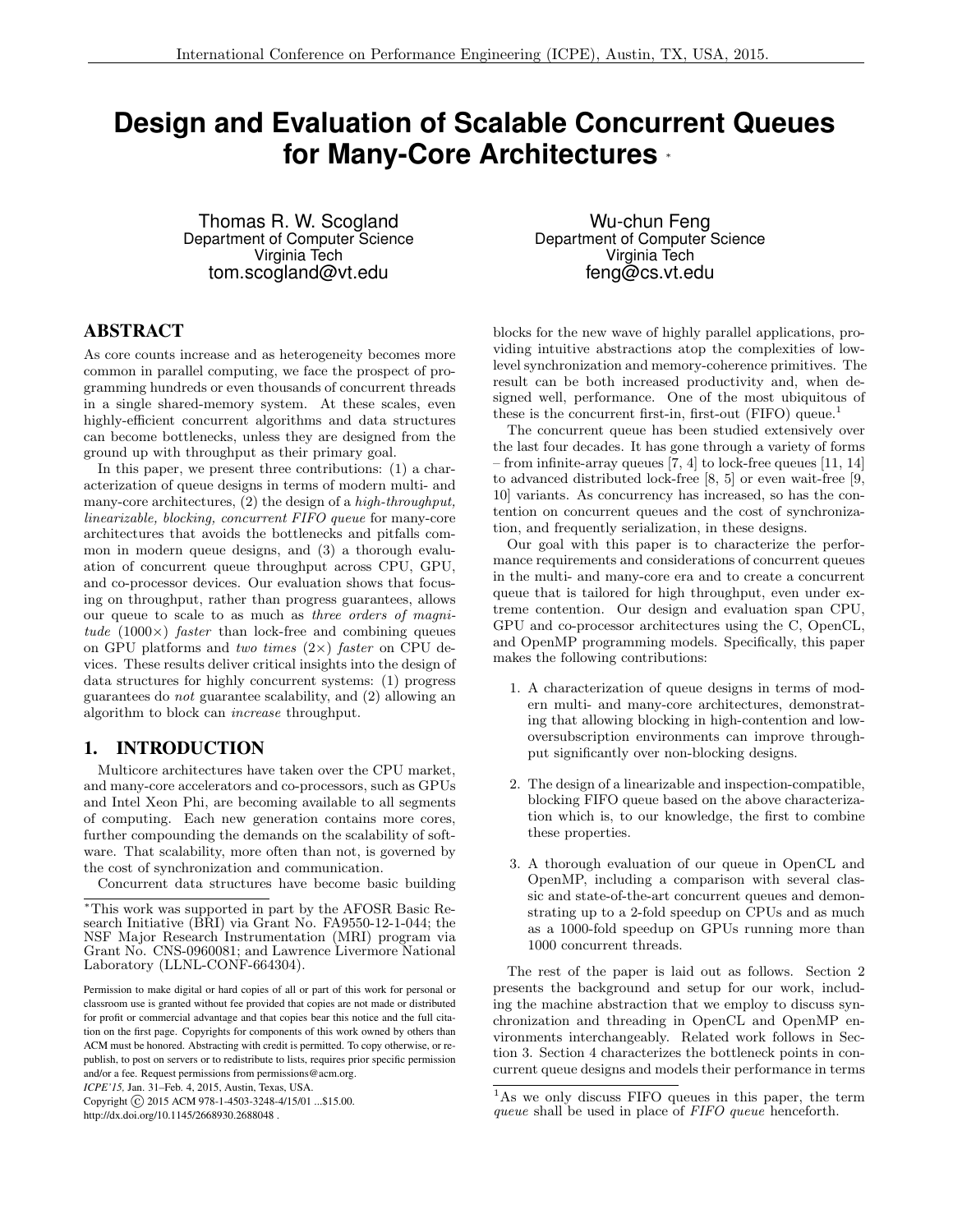# Design and Evaluation of Scalable Concurrent Queues for Many-Core Architectures [*]

Thomas R. W. Scogland
Department of Computer Science
Virginia Tech
tom.scogland@vt.edu

Wu-chun Feng
Department of Computer Science
Virginia Tech
feng@cs.vt.edu

## ABSTRACT

As core counts increase and as heterogeneity becomes more common in parallel computing, we face the prospect of programming hundreds or even thousands of concurrent threads in a single shared-memory system. At these scales, even highly-efficient concurrent algorithms and data structures can become bottlenecks, unless they are designed from the ground up with throughput as their primary goal.

In this paper, we present three contributions: (1) a characterization of queue designs in terms of modern multi- and many-core architectures, (2) the design of a *high-throughput, linearizable, blocking, concurrent FIFO queue* for many-core architectures that avoids the bottlenecks and pitfalls common in modern queue designs, and (3) a thorough evaluation of concurrent queue throughput across CPU, GPU, and co-processor devices. Our evaluation shows that focusing on throughput, rather than progress guarantees, allows our queue to scale to as much as *three orders of magnitude* (1000×) *faster* than lock-free and combining queues on GPU platforms and *two times* (2×) *faster* on CPU devices. These results deliver critical insights into the design of data structures for highly concurrent systems: (1) progress guarantees do *not* guarantee scalability, and (2) allowing an algorithm to block can *increase* throughput.

## 1. INTRODUCTION

Multicore architectures have taken over the CPU market, and many-core accelerators and co-processors, such as GPUs and Intel Xeon Phi, are becoming available to all segments of computing. Each new generation contains more cores, further compounding the demands on the scalability of software. That scalability, more often than not, is governed by the cost of synchronization and communication.

Concurrent data structures have become basic building blocks for the new wave of highly parallel applications, providing intuitive abstractions atop the complexities of low-level synchronization and memory-coherence primitives. The result can be both increased productivity and, when designed well, performance. One of the most ubiquitous of these is the concurrent first-in, first-out (FIFO) queue.[1]

The concurrent queue has been studied extensively over the last four decades. It has gone through a variety of forms – from infinite-array queues [7, 4] to lock-free queues [11, 14] to advanced distributed lock-free [8, 5] or even wait-free [9, 10] variants. As concurrency has increased, so has the contention on concurrent queues and the cost of synchronization, and frequently serialization, in these designs.

Our goal with this paper is to characterize the performance requirements and considerations of concurrent queues in the multi- and many-core era and to create a concurrent queue that is tailored for high throughput, even under extreme contention. Our design and evaluation span CPU, GPU and co-processor architectures using the C, OpenCL, and OpenMP programming models. Specifically, this paper makes the following contributions:

1. A characterization of queue designs in terms of modern multi- and many-core architectures, demonstrating that allowing blocking in high-contention and low-oversubscription environments can improve throughput significantly over non-blocking designs.

2. The design of a linearizable and inspection-compatible, blocking FIFO queue based on the above characterization which is, to our knowledge, the first to combine these properties.

3. A thorough evaluation of our queue in OpenCL and OpenMP, including a comparison with several classic and state-of-the-art concurrent queues and demonstrating up to a 2-fold speedup on CPUs and as much as a 1000-fold speedup on GPUs running more than 1000 concurrent threads.

The rest of the paper is laid out as follows. Section 2 presents the background and setup for our work, including the machine abstraction that we employ to discuss synchronization and threading in OpenCL and OpenMP environments interchangeably. Related work follows in Section 3. Section 4 characterizes the bottleneck points in concurrent queue designs and models their performance in terms

---

[*]This work was supported in part by the AFOSR Basic Research Initiative (BRI) via Grant No. FA9550-12-1-044; the NSF Major Research Instrumentation (MRI) program via Grant No. CNS-0960081; and Lawrence Livermore National Laboratory (LLNL-CONF-664304).

Permission to make digital or hard copies of all or part of this work for personal or classroom use is granted without fee provided that copies are not made or distributed for profit or commercial advantage and that copies bear this notice and the full citation on the first page. Copyrights for components of this work owned by others than ACM must be honored. Abstracting with credit is permitted. To copy otherwise, or republish, to post on servers or to redistribute to lists, requires prior specific permission and/or a fee. Request permissions from permissions@acm.org.
*ICPE'15,* Jan. 31–Feb. 4, 2015, Austin, Texas, USA.
Copyright © 2015 ACM 978-1-4503-3248-4/15/01 ...$15.00.
http://dx.doi.org/10.1145/2668930.2688048 .

[1]As we only discuss FIFO queues in this paper, the term *queue* shall be used in place of *FIFO queue* henceforth.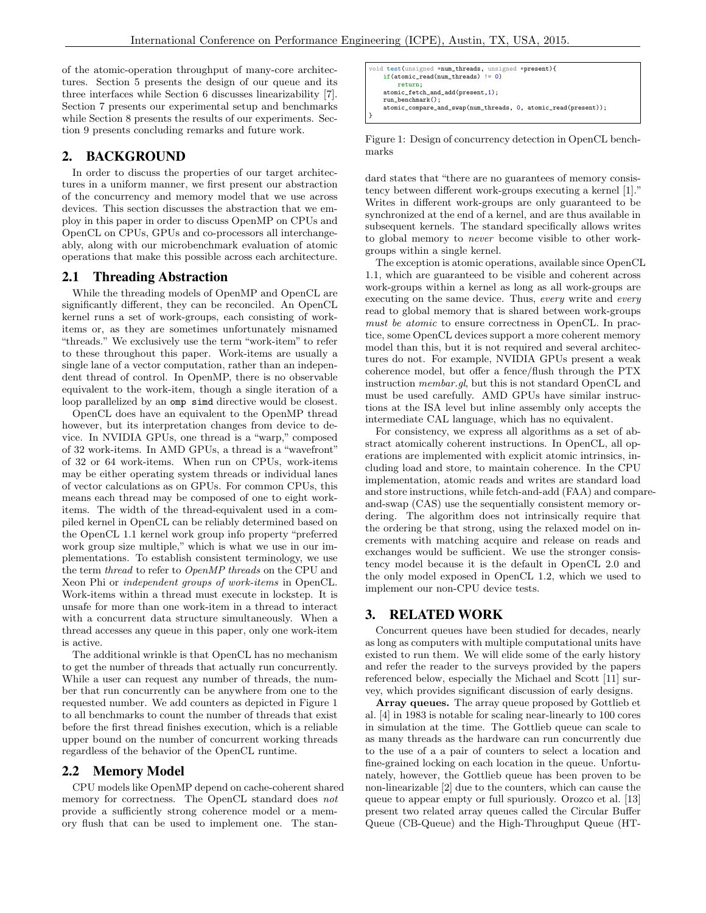of the atomic-operation throughput of many-core architectures. Section 5 presents the design of our queue and its three interfaces while Section 6 discusses linearizability [7]. Section 7 presents our experimental setup and benchmarks while Section 8 presents the results of our experiments. Section 9 presents concluding remarks and future work.

## 2. BACKGROUND

In order to discuss the properties of our target architectures in a uniform manner, we first present our abstraction of the concurrency and memory model that we use across devices. This section discusses the abstraction that we employ in this paper in order to discuss OpenMP on CPUs and OpenCL on CPUs, GPUs and co-processors all interchangeably, along with our microbenchmark evaluation of atomic operations that make this possible across each architecture.

### 2.1 Threading Abstraction

While the threading models of OpenMP and OpenCL are significantly different, they can be reconciled. An OpenCL kernel runs a set of work-groups, each consisting of work-items or, as they are sometimes unfortunately misnamed "threads." We exclusively use the term "work-item" to refer to these throughout this paper. Work-items are usually a single lane of a vector computation, rather than an independent thread of control. In OpenMP, there is no observable equivalent to the work-item, though a single iteration of a loop parallelized by an `omp simd` directive would be closest.

OpenCL does have an equivalent to the OpenMP thread however, but its interpretation changes from device to device. In NVIDIA GPUs, one thread is a "warp," composed of 32 work-items. In AMD GPUs, a thread is a "wavefront" of 32 or 64 work-items. When run on CPUs, work-items may be either operating system threads or individual lanes of vector calculations as on GPUs. For common CPUs, this means each thread may be composed of one to eight work-items. The width of the thread-equivalent used in a compiled kernel in OpenCL can be reliably determined based on the OpenCL 1.1 kernel work group info property "preferred work group size multiple," which is what we use in our implementations. To establish consistent terminology, we use the term *thread* to refer to *OpenMP threads* on the CPU and Xeon Phi or *independent groups of work-items* in OpenCL. Work-items within a thread must execute in lockstep. It is unsafe for more than one work-item in a thread to interact with a concurrent data structure simultaneously. When a thread accesses any queue in this paper, only one work-item is active.

The additional wrinkle is that OpenCL has no mechanism to get the number of threads that actually run concurrently. While a user can request any number of threads, the number that run concurrently can be anywhere from one to the requested number. We add counters as depicted in Figure 1 to all benchmarks to count the number of threads that exist before the first thread finishes execution, which is a reliable upper bound on the number of concurrent working threads regardless of the behavior of the OpenCL runtime.

### 2.2 Memory Model

CPU models like OpenMP depend on cache-coherent shared memory for correctness. The OpenCL standard does *not* provide a sufficiently strong coherence model or a memory flush that can be used to implement one. The standard states that "there are no guarantees of memory consistency between different work-groups executing a kernel [1]." Writes in different work-groups are only guaranteed to be synchronized at the end of a kernel, and are thus available in subsequent kernels. The standard specifically allows writes to global memory to *never* become visible to other work-groups within a single kernel.

```
void test(unsigned *num_threads, unsigned *present){
    if(atomic_read(num_threads) != 0)
        return;
    atomic_fetch_and_add(present,1);
    run_benchmark();
    atomic_compare_and_swap(num_threads, 0, atomic_read(present));
}
```

Figure 1: Design of concurrency detection in OpenCL benchmarks

The exception is atomic operations, available since OpenCL 1.1, which are guaranteed to be visible and coherent across work-groups within a kernel as long as all work-groups are executing on the same device. Thus, *every* write and *every* read to global memory that is shared between work-groups *must be atomic* to ensure correctness in OpenCL. In practice, some OpenCL devices support a more coherent memory model than this, but it is not required and several architectures do not. For example, NVIDIA GPUs present a weak coherence model, but offer a fence/flush through the PTX instruction *membar.gl*, but this is not standard OpenCL and must be used carefully. AMD GPUs have similar instructions at the ISA level but inline assembly only accepts the intermediate CAL language, which has no equivalent.

For consistency, we express all algorithms as a set of abstract atomically coherent instructions. In OpenCL, all operations are implemented with explicit atomic intrinsics, including load and store, to maintain coherence. In the CPU implementation, atomic reads and writes are standard load and store instructions, while fetch-and-add (FAA) and compare-and-swap (CAS) use the sequentially consistent memory ordering. The algorithm does not intrinsically require that the ordering be that strong, using the relaxed model on increments with matching acquire and release on reads and exchanges would be sufficient. We use the stronger consistency model because it is the default in OpenCL 2.0 and the only model exposed in OpenCL 1.2, which we used to implement our non-CPU device tests.

## 3. RELATED WORK

Concurrent queues have been studied for decades, nearly as long as computers with multiple computational units have existed to run them. We will elide some of the early history and refer the reader to the surveys provided by the papers referenced below, especially the Michael and Scott [11] survey, which provides significant discussion of early designs.

**Array queues.** The array queue proposed by Gottlieb et al. [4] in 1983 is notable for scaling near-linearly to 100 cores in simulation at the time. The Gottlieb queue can scale to as many threads as the hardware can run concurrently due to the use of a a pair of counters to select a location and fine-grained locking on each location in the queue. Unfortunately, however, the Gottlieb queue has been proven to be non-linearizable [2] due to the counters, which can cause the queue to appear empty or full spuriously. Orozco et al. [13] present two related array queues called the Circular Buffer Queue (CB-Queue) and the High-Throughput Queue (HT-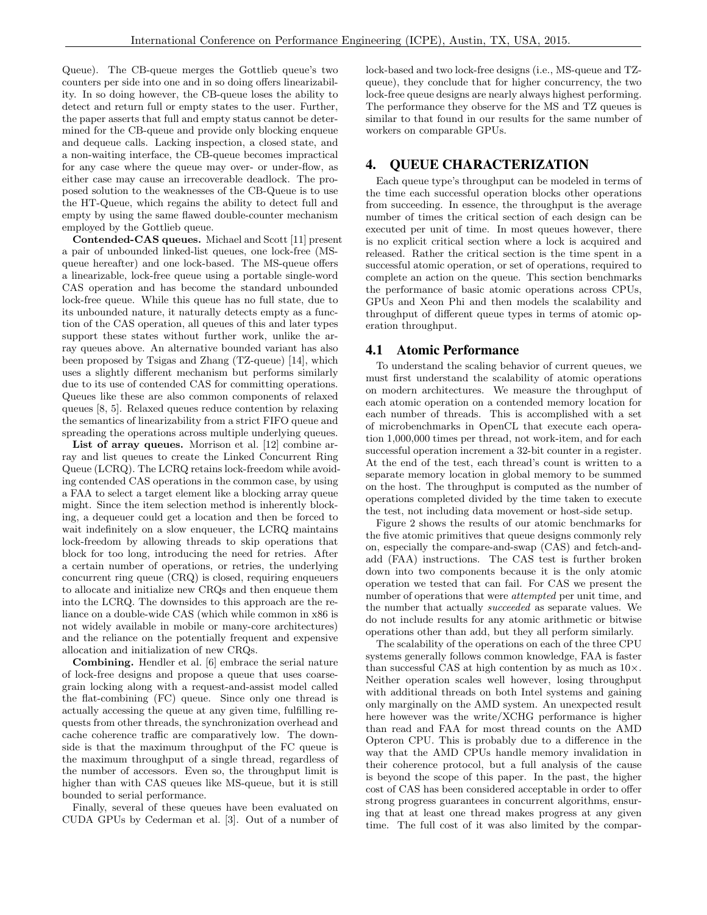Queue). The CB-queue merges the Gottlieb queue's two counters per side into one and in so doing offers linearizability. In so doing however, the CB-queue loses the ability to detect and return full or empty states to the user. Further, the paper asserts that full and empty status cannot be determined for the CB-queue and provide only blocking enqueue and dequeue calls. Lacking inspection, a closed state, and a non-waiting interface, the CB-queue becomes impractical for any case where the queue may over- or under-flow, as either case may cause an irrecoverable deadlock. The proposed solution to the weaknesses of the CB-Queue is to use the HT-Queue, which regains the ability to detect full and empty by using the same flawed double-counter mechanism employed by the Gottlieb queue.

**Contended-CAS queues.** Michael and Scott [11] present a pair of unbounded linked-list queues, one lock-free (MS-queue hereafter) and one lock-based. The MS-queue offers a linearizable, lock-free queue using a portable single-word CAS operation and has become the standard unbounded lock-free queue. While this queue has no full state, due to its unbounded nature, it naturally detects empty as a function of the CAS operation, all queues of this and later types support these states without further work, unlike the array queues above. An alternative bounded variant has also been proposed by Tsigas and Zhang (TZ-queue) [14], which uses a slightly different mechanism but performs similarly due to its use of contended CAS for committing operations. Queues like these are also common components of relaxed queues [8, 5]. Relaxed queues reduce contention by relaxing the semantics of linearizability from a strict FIFO queue and spreading the operations across multiple underlying queues.

**List of array queues.** Morrison et al. [12] combine array and list queues to create the Linked Concurrent Ring Queue (LCRQ). The LCRQ retains lock-freedom while avoiding contended CAS operations in the common case, by using a FAA to select a target element like a blocking array queue might. Since the item selection method is inherently blocking, a dequeuer could get a location and then be forced to wait indefinitely on a slow enqueuer, the LCRQ maintains lock-freedom by allowing threads to skip operations that block for too long, introducing the need for retries. After a certain number of operations, or retries, the underlying concurrent ring queue (CRQ) is closed, requiring enqueuers to allocate and initialize new CRQs and then enqueue them into the LCRQ. The downsides to this approach are the reliance on a double-wide CAS (which while common in x86 is not widely available in mobile or many-core architectures) and the reliance on the potentially frequent and expensive allocation and initialization of new CRQs.

**Combining.** Hendler et al. [6] embrace the serial nature of lock-free designs and propose a queue that uses coarse-grain locking along with a request-and-assist model called the flat-combining (FC) queue. Since only one thread is actually accessing the queue at any given time, fulfilling requests from other threads, the synchronization overhead and cache coherence traffic are comparatively low. The downside is that the maximum throughput of the FC queue is the maximum throughput of a single thread, regardless of the number of accessors. Even so, the throughput limit is higher than with CAS queues like MS-queue, but it is still bounded to serial performance.

Finally, several of these queues have been evaluated on CUDA GPUs by Cederman et al. [3]. Out of a number of lock-based and two lock-free designs (i.e., MS-queue and TZ-queue), they conclude that for higher concurrency, the two lock-free queue designs are nearly always highest performing. The performance they observe for the MS and TZ queues is similar to that found in our results for the same number of workers on comparable GPUs.

## 4. QUEUE CHARACTERIZATION

Each queue type's throughput can be modeled in terms of the time each successful operation blocks other operations from succeeding. In essence, the throughput is the average number of times the critical section of each design can be executed per unit of time. In most queues however, there is no explicit critical section where a lock is acquired and released. Rather the critical section is the time spent in a successful atomic operation, or set of operations, required to complete an action on the queue. This section benchmarks the performance of basic atomic operations across CPUs, GPUs and Xeon Phi and then models the scalability and throughput of different queue types in terms of atomic operation throughput.

### 4.1 Atomic Performance

To understand the scaling behavior of current queues, we must first understand the scalability of atomic operations on modern architectures. We measure the throughput of each atomic operation on a contended memory location for each number of threads. This is accomplished with a set of microbenchmarks in OpenCL that execute each operation 1,000,000 times per thread, not work-item, and for each successful operation increment a 32-bit counter in a register. At the end of the test, each thread's count is written to a separate memory location in global memory to be summed on the host. The throughput is computed as the number of operations completed divided by the time taken to execute the test, not including data movement or host-side setup.

Figure 2 shows the results of our atomic benchmarks for the five atomic primitives that queue designs commonly rely on, especially the compare-and-swap (CAS) and fetch-and-add (FAA) instructions. The CAS test is further broken down into two components because it is the only atomic operation we tested that can fail. For CAS we present the number of operations that were *attempted* per unit time, and the number that actually *succeeded* as separate values. We do not include results for any atomic arithmetic or bitwise operations other than add, but they all perform similarly.

The scalability of the operations on each of the three CPU systems generally follows common knowledge, FAA is faster than successful CAS at high contention by as much as 10×. Neither operation scales well however, losing throughput with additional threads on both Intel systems and gaining only marginally on the AMD system. An unexpected result here however was the write/XCHG performance is higher than read and FAA for most thread counts on the AMD Opteron CPU. This is probably due to a difference in the way that the AMD CPUs handle memory invalidation in their coherence protocol, but a full analysis of the cause is beyond the scope of this paper. In the past, the higher cost of CAS has been considered acceptable in order to offer strong progress guarantees in concurrent algorithms, ensuring that at least one thread makes progress at any given time. The full cost of it was also limited by the compar-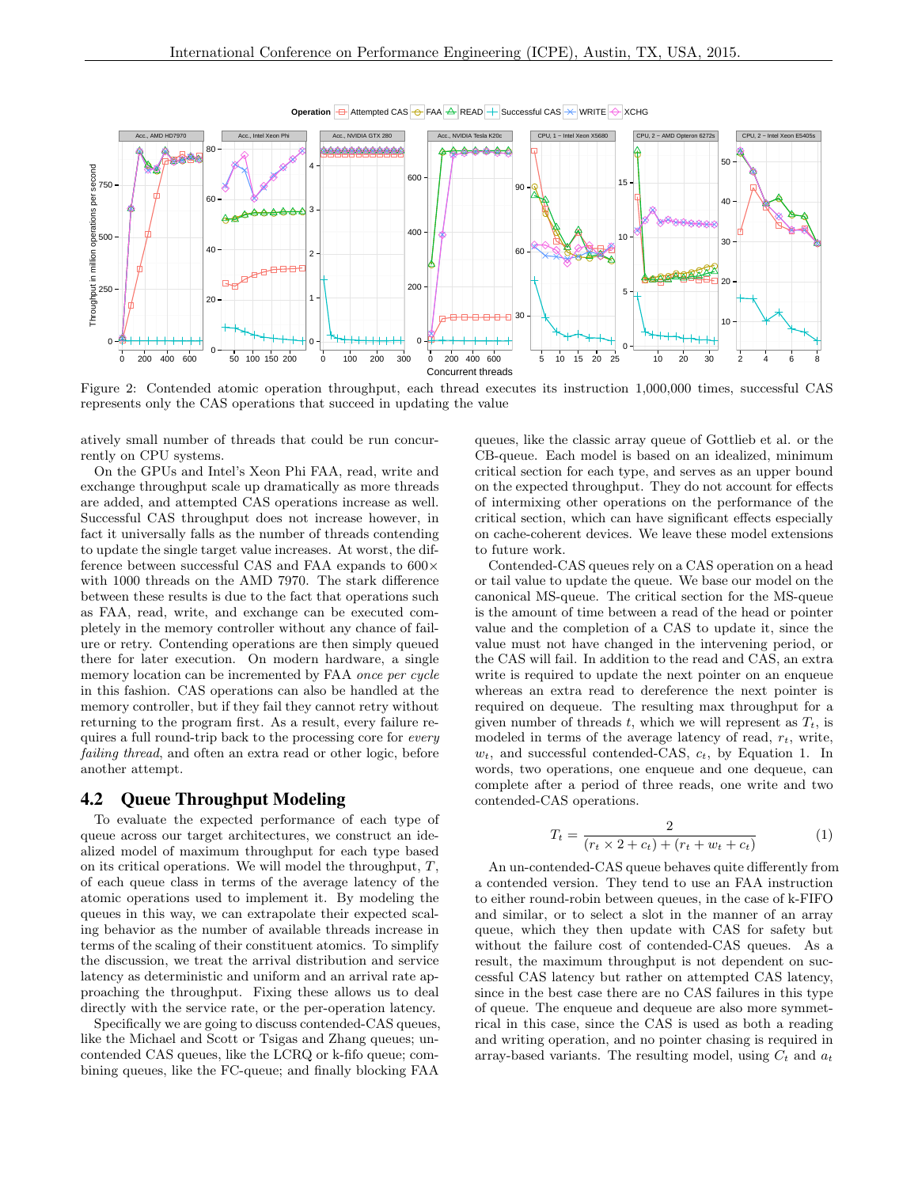Operation: Attempted CAS, FAA, READ, Successful CAS, WRITE, XCHG

Acc., AMD HD7970 | Acc., Intel Xeon Phi | Acc., NVIDIA GTX 280 | Acc., NVIDIA Tesla K20c | CPU, 1 – Intel Xeon X5680 | CPU, 2 – AMD Opteron 6272s | CPU, 2 – Intel Xeon E5405s

Throughput in million operations per second

Concurrent threads

Figure 2: Contended atomic operation throughput, each thread executes its instruction 1,000,000 times, successful CAS represents only the CAS operations that succeed in updating the value

atively small number of threads that could be run concurrently on CPU systems.

On the GPUs and Intel's Xeon Phi FAA, read, write and exchange throughput scale up dramatically as more threads are added, and attempted CAS operations increase as well. Successful CAS throughput does not increase however, in fact it universally falls as the number of threads contending to update the single target value increases. At worst, the difference between successful CAS and FAA expands to 600× with 1000 threads on the AMD 7970. The stark difference between these results is due to the fact that operations such as FAA, read, write, and exchange can be executed completely in the memory controller without any chance of failure or retry. Contending operations are then simply queued there for later execution. On modern hardware, a single memory location can be incremented by FAA *once per cycle* in this fashion. CAS operations can also be handled at the memory controller, but if they fail they cannot retry without returning to the program first. As a result, every failure requires a full round-trip back to the processing core for *every failing thread*, and often an extra read or other logic, before another attempt.

## 4.2 Queue Throughput Modeling

To evaluate the expected performance of each type of queue across our target architectures, we construct an idealized model of maximum throughput for each type based on its critical operations. We will model the throughput, $T$, of each queue class in terms of the average latency of the atomic operations used to implement it. By modeling the queues in this way, we can extrapolate their expected scaling behavior as the number of available threads increase in terms of the scaling of their constituent atomics. To simplify the discussion, we treat the arrival distribution and service latency as deterministic and uniform and an arrival rate approaching the throughput. Fixing these allows us to deal directly with the service rate, or the per-operation latency.

Specifically we are going to discuss contended-CAS queues, like the Michael and Scott or Tsigas and Zhang queues; uncontended CAS queues, like the LCRQ or k-fifo queue; combining queues, like the FC-queue; and finally blocking FAA queues, like the classic array queue of Gottlieb et al. or the CB-queue. Each model is based on an idealized, minimum critical section for each type, and serves as an upper bound on the expected throughput. They do not account for effects of intermixing other operations on the performance of the critical section, which can have significant effects especially on cache-coherent devices. We leave these model extensions to future work.

Contended-CAS queues rely on a CAS operation on a head or tail value to update the queue. We base our model on the canonical MS-queue. The critical section for the MS-queue is the amount of time between a read of the head or pointer value and the completion of a CAS to update it, since the value must not have changed in the intervening period, or the CAS will fail. In addition to the read and CAS, an extra write is required to update the next pointer on an enqueue whereas an extra read to dereference the next pointer is required on dequeue. The resulting max throughput for a given number of threads $t$, which we will represent as $T_t$, is modeled in terms of the average latency of read, $r_t$, write, $w_t$, and successful contended-CAS, $c_t$, by Equation 1. In words, two operations, one enqueue and one dequeue, can complete after a period of three reads, one write and two contended-CAS operations.

$$T_t = \frac{2}{(r_t \times 2 + c_t) + (r_t + w_t + c_t)} \tag{1}$$

An un-contended-CAS queue behaves quite differently from a contended version. They tend to use an FAA instruction to either round-robin between queues, in the case of k-FIFO and similar, or to select a slot in the manner of an array queue, which they then update with CAS for safety but without the failure cost of contended-CAS queues. As a result, the maximum throughput is not dependent on successful CAS latency but rather on attempted CAS latency, since in the best case there are no CAS failures in this type of queue. The enqueue and dequeue are also more symmetrical in this case, since the CAS is used as both a reading and writing operation, and no pointer chasing is required in array-based variants. The resulting model, using $C_t$ and $a_t$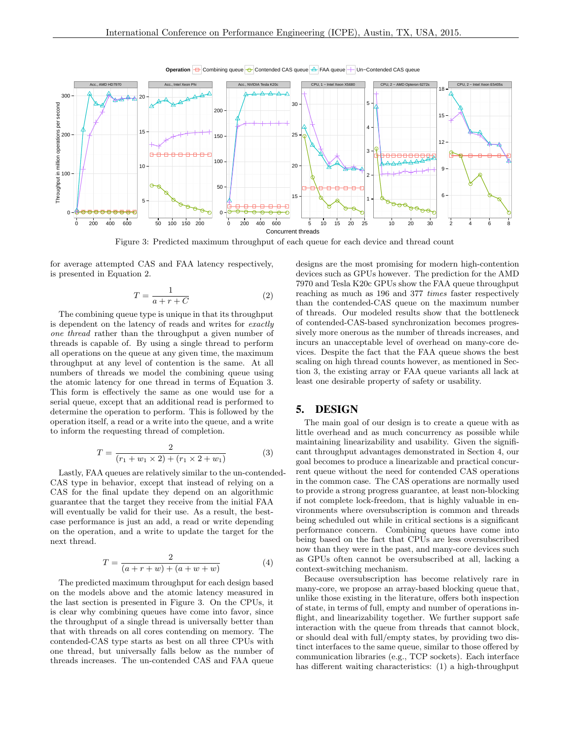Figure 3: Predicted maximum throughput of each queue for each device and thread count

for average attempted CAS and FAA latency respectively, is presented in Equation 2.

$$T = \frac{1}{a + r + C} \tag{2}$$

The combining queue type is unique in that its throughput is dependent on the latency of reads and writes for *exactly one thread* rather than the throughput a given number of threads is capable of. By using a single thread to perform all operations on the queue at any given time, the maximum throughput at any level of contention is the same. At all numbers of threads we model the combining queue using the atomic latency for one thread in terms of Equation 3. This form is effectively the same as one would use for a serial queue, except that an additional read is performed to determine the operation to perform. This is followed by the operation itself, a read or a write into the queue, and a write to inform the requesting thread of completion.

$$T = \frac{2}{(r_1 + w_1 \times 2) + (r_1 \times 2 + w_1)} \tag{3}$$

Lastly, FAA queues are relatively similar to the un-contended-CAS type in behavior, except that instead of relying on a CAS for the final update they depend on an algorithmic guarantee that the target they receive from the initial FAA will eventually be valid for their use. As a result, the best-case performance is just an add, a read or write depending on the operation, and a write to update the target for the next thread.

$$T = \frac{2}{(a + r + w) + (a + w + w)} \tag{4}$$

The predicted maximum throughput for each design based on the models above and the atomic latency measured in the last section is presented in Figure 3. On the CPUs, it is clear why combining queues have come into favor, since the throughput of a single thread is universally better than that with threads on all cores contending on memory. The contended-CAS type starts as best on all three CPUs with one thread, but universally falls below as the number of threads increases. The un-contended CAS and FAA queue designs are the most promising for modern high-contention devices such as GPUs however. The prediction for the AMD 7970 and Tesla K20c GPUs show the FAA queue throughput reaching as much as 196 and 377 *times* faster respectively than the contended-CAS queue on the maximum number of threads. Our modeled results show that the bottleneck of contended-CAS-based synchronization becomes progressively more onerous as the number of threads increases, and incurs an unacceptable level of overhead on many-core devices. Despite the fact that the FAA queue shows the best scaling on high thread counts however, as mentioned in Section 3, the existing array or FAA queue variants all lack at least one desirable property of safety or usability.

## 5. DESIGN

The main goal of our design is to create a queue with as little overhead and as much concurrency as possible while maintaining linearizability and usability. Given the significant throughput advantages demonstrated in Section 4, our goal becomes to produce a linearizable and practical concurrent queue without the need for contended CAS operations in the common case. The CAS operations are normally used to provide a strong progress guarantee, at least non-blocking if not complete lock-freedom, that is highly valuable in environments where oversubscription is common and threads being scheduled out while in critical sections is a significant performance concern. Combining queues have come into being based on the fact that CPUs are less oversubscribed now than they were in the past, and many-core devices such as GPUs often cannot be oversubscribed at all, lacking a context-switching mechanism.

Because oversubscription has become relatively rare in many-core, we propose an array-based blocking queue that, unlike those existing in the literature, offers both inspection of state, in terms of full, empty and number of operations in-flight, and linearizability together. We further support safe interaction with the queue from threads that cannot block, or should deal with full/empty states, by providing two distinct interfaces to the same queue, similar to those offered by communication libraries (e.g., TCP sockets). Each interface has different waiting characteristics: (1) a high-throughput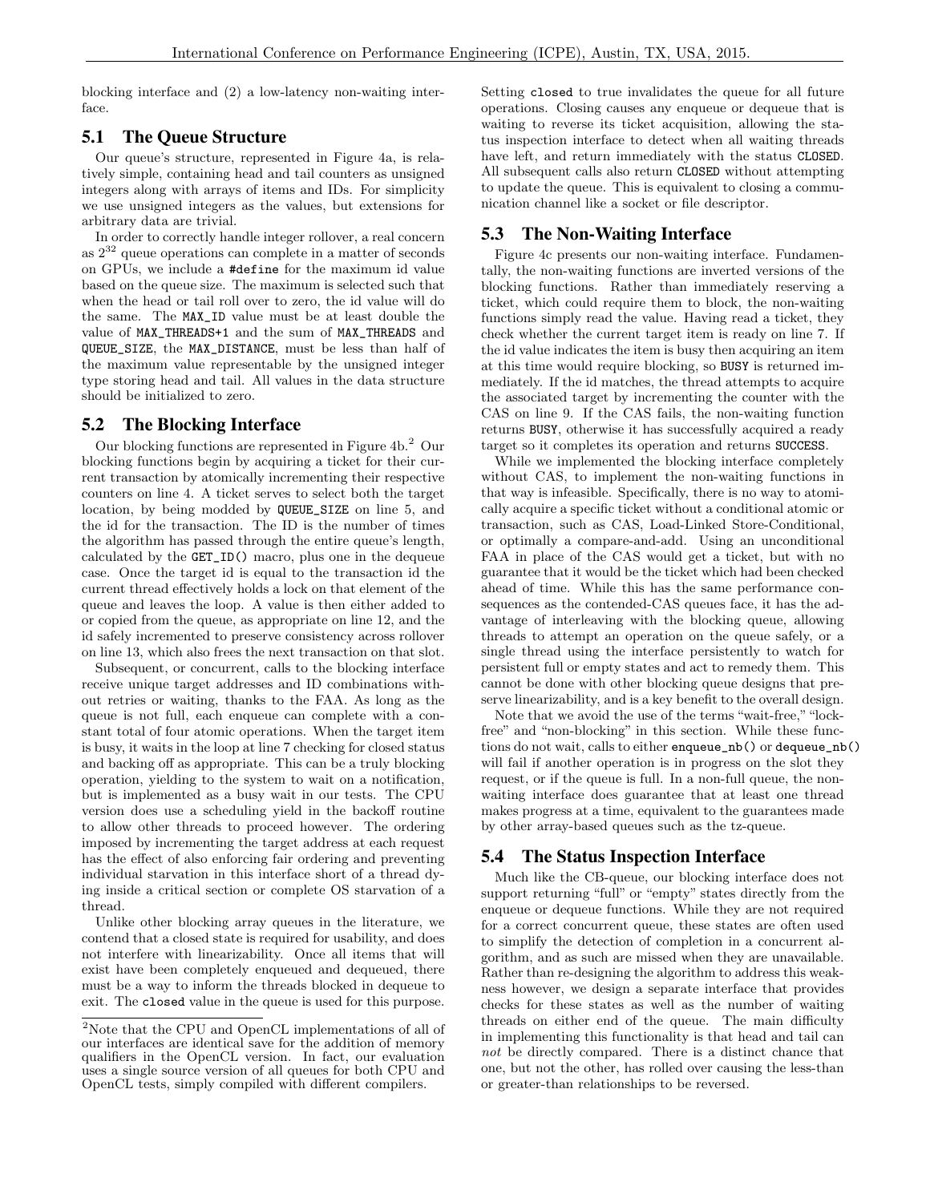blocking interface and (2) a low-latency non-waiting interface.

## 5.1 The Queue Structure

Our queue's structure, represented in Figure 4a, is relatively simple, containing head and tail counters as unsigned integers along with arrays of items and IDs. For simplicity we use unsigned integers as the values, but extensions for arbitrary data are trivial.

In order to correctly handle integer rollover, a real concern as $2^{32}$ queue operations can complete in a matter of seconds on GPUs, we include a `#define` for the maximum id value based on the queue size. The maximum is selected such that when the head or tail roll over to zero, the id value will do the same. The `MAX_ID` value must be at least double the value of `MAX_THREADS+1` and the sum of `MAX_THREADS` and `QUEUE_SIZE`, the `MAX_DISTANCE`, must be less than half of the maximum value representable by the unsigned integer type storing head and tail. All values in the data structure should be initialized to zero.

## 5.2 The Blocking Interface

Our blocking functions are represented in Figure 4b.[2] Our blocking functions begin by acquiring a ticket for their current transaction by atomically incrementing their respective counters on line 4. A ticket serves to select both the target location, by being modded by `QUEUE_SIZE` on line 5, and the id for the transaction. The ID is the number of times the algorithm has passed through the entire queue's length, calculated by the `GET_ID()` macro, plus one in the dequeue case. Once the target id is equal to the transaction id the current thread effectively holds a lock on that element of the queue and leaves the loop. A value is then either added to or copied from the queue, as appropriate on line 12, and the id safely incremented to preserve consistency across rollover on line 13, which also frees the next transaction on that slot.

Subsequent, or concurrent, calls to the blocking interface receive unique target addresses and ID combinations without retries or waiting, thanks to the FAA. As long as the queue is not full, each enqueue can complete with a constant total of four atomic operations. When the target item is busy, it waits in the loop at line 7 checking for closed status and backing off as appropriate. This can be a truly blocking operation, yielding to the system to wait on a notification, but is implemented as a busy wait in our tests. The CPU version does use a scheduling yield in the backoff routine to allow other threads to proceed however. The ordering imposed by incrementing the target address at each request has the effect of also enforcing fair ordering and preventing individual starvation in this interface short of a thread dying inside a critical section or complete OS starvation of a thread.

Unlike other blocking array queues in the literature, we contend that a closed state is required for usability, and does not interfere with linearizability. Once all items that will exist have been completely enqueued and dequeued, there must be a way to inform the threads blocked in dequeue to exit. The `closed` value in the queue is used for this purpose. Setting `closed` to true invalidates the queue for all future operations. Closing causes any enqueue or dequeue that is waiting to reverse its ticket acquisition, allowing the status inspection interface to detect when all waiting threads have left, and return immediately with the status `CLOSED`. All subsequent calls also return `CLOSED` without attempting to update the queue. This is equivalent to closing a communication channel like a socket or file descriptor.

[2] Note that the CPU and OpenCL implementations of all of our interfaces are identical save for the addition of memory qualifiers in the OpenCL version. In fact, our evaluation uses a single source version of all queues for both CPU and OpenCL tests, simply compiled with different compilers.

## 5.3 The Non-Waiting Interface

Figure 4c presents our non-waiting interface. Fundamentally, the non-waiting functions are inverted versions of the blocking functions. Rather than immediately reserving a ticket, which could require them to block, the non-waiting functions simply read the value. Having read a ticket, they check whether the current target item is ready on line 7. If the id value indicates the item is busy then acquiring an item at this time would require blocking, so `BUSY` is returned immediately. If the id matches, the thread attempts to acquire the associated target by incrementing the counter with the CAS on line 9. If the CAS fails, the non-waiting function returns `BUSY`, otherwise it has successfully acquired a ready target so it completes its operation and returns `SUCCESS`.

While we implemented the blocking interface completely without CAS, to implement the non-waiting functions in that way is infeasible. Specifically, there is no way to atomically acquire a specific ticket without a conditional atomic or transaction, such as CAS, Load-Linked Store-Conditional, or optimally a compare-and-add. Using an unconditional FAA in place of the CAS would get a ticket, but with no guarantee that it would be the ticket which had been checked ahead of time. While this has the same performance consequences as the contended-CAS queues face, it has the advantage of interleaving with the blocking queue, allowing threads to attempt an operation on the queue safely, or a single thread using the interface persistently to watch for persistent full or empty states and act to remedy them. This cannot be done with other blocking queue designs that preserve linearizability, and is a key benefit to the overall design.

Note that we avoid the use of the terms "wait-free," "lock-free" and "non-blocking" in this section. While these functions do not wait, calls to either `enqueue_nb()` or `dequeue_nb()` will fail if another operation is in progress on the slot they request, or if the queue is full. In a non-full queue, the non-waiting interface does guarantee that at least one thread makes progress at a time, equivalent to the guarantees made by other array-based queues such as the tz-queue.

## 5.4 The Status Inspection Interface

Much like the CB-queue, our blocking interface does not support returning "full" or "empty" states directly from the enqueue or dequeue functions. While they are not required for a correct concurrent queue, these states are often used to simplify the detection of completion in a concurrent algorithm, and as such are missed when they are unavailable. Rather than re-designing the algorithm to address this weakness however, we design a separate interface that provides checks for these states as well as the number of waiting threads on either end of the queue. The main difficulty in implementing this functionality is that head and tail can *not* be directly compared. There is a distinct chance that one, but not the other, has rolled over causing the less-than or greater-than relationships to be reversed.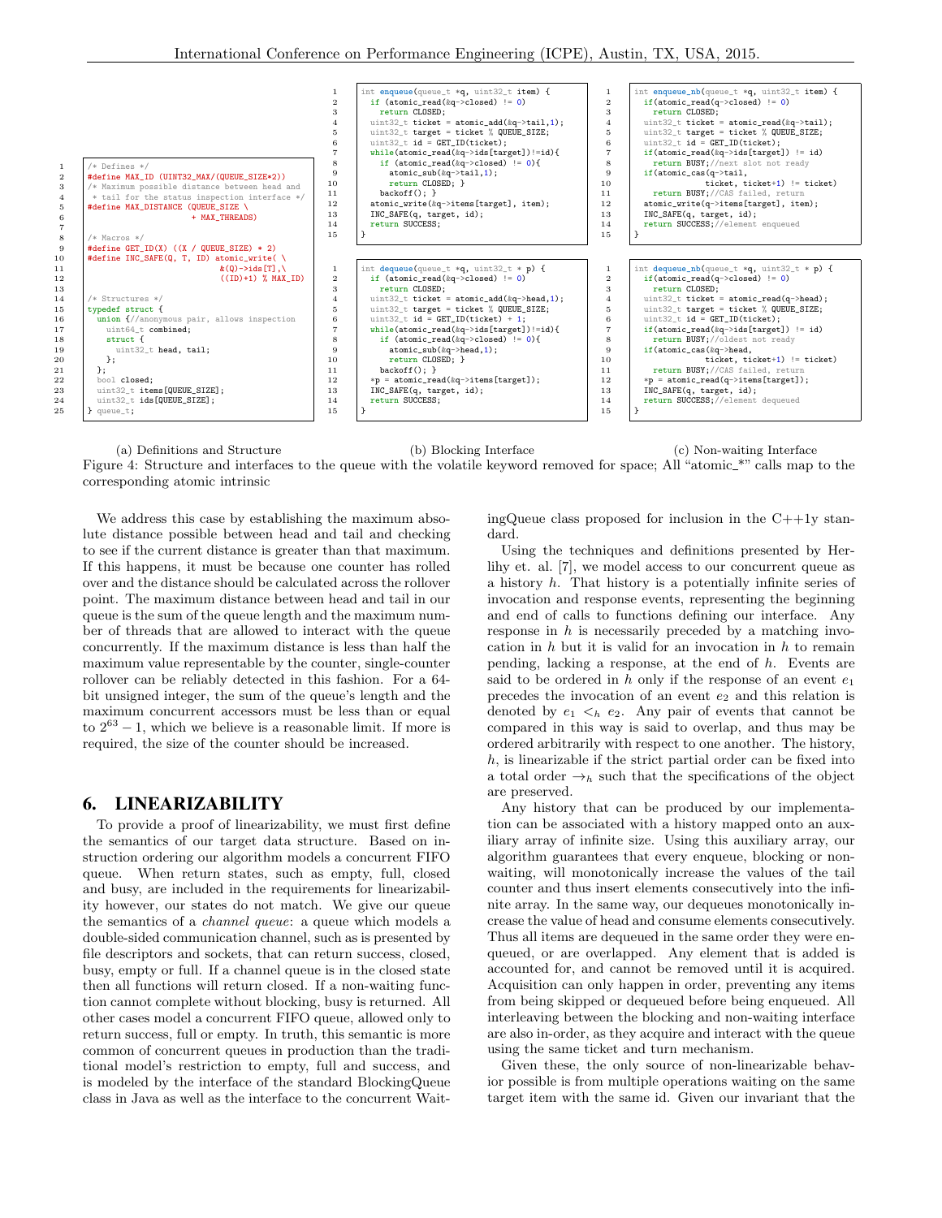```c
/* Defines */
#define MAX_ID (UINT32_MAX/(QUEUE_SIZE*2))
/* Maximum possible distance between head and
 * tail for the status inspection interface */
#define MAX_DISTANCE (QUEUE_SIZE \
                      + MAX_THREADS)

/* Macros */
#define GET_ID(X) ((X / QUEUE_SIZE) * 2)
#define INC_SAFE(Q, T, ID) atomic_write( \
                           &(Q)->ids[T],\
                           ((ID)+1) % MAX_ID)

/* Structures */
typedef struct {
  union {//anonymous pair, allows inspection
    uint64_t combined;
    struct {
      uint32_t head, tail;
    };
  };
  bool closed;
  uint32_t items[QUEUE_SIZE];
  uint32_t ids[QUEUE_SIZE];
} queue_t;
```

(a) Definitions and Structure

```c
int enqueue(queue_t *q, uint32_t item) {
  if (atomic_read(&q->closed) != 0)
    return CLOSED;
  uint32_t ticket = atomic_add(&q->tail,1);
  uint32_t target = ticket % QUEUE_SIZE;
  uint32_t id = GET_ID(ticket);
  while(atomic_read(&q->ids[target])!=id){
    if (atomic_read(&q->closed) != 0){
      atomic_sub(&q->tail,1);
      return CLOSED; }
    backoff(); }
  atomic_write(&q->items[target], item);
  INC_SAFE(q, target, id);
  return SUCCESS;
}
```

```c
int dequeue(queue_t *q, uint32_t * p) {
  if (atomic_read(&q->closed) != 0)
    return CLOSED;
  uint32_t ticket = atomic_add(&q->head,1);
  uint32_t target = ticket % QUEUE_SIZE;
  uint32_t id = GET_ID(ticket) + 1;
  while(atomic_read(&q->ids[target])!=id){
    if (atomic_read(&q->closed) != 0){
      atomic_sub(&q->head,1);
      return CLOSED; }
    backoff(); }
  *p = atomic_read(&q->items[target]);
  INC_SAFE(q, target, id);
  return SUCCESS;
}
```

(b) Blocking Interface

```c
int enqueue_nb(queue_t *q, uint32_t item) {
  if(atomic_read(q->closed) != 0)
    return CLOSED;
  uint32_t ticket = atomic_read(&q->tail);
  uint32_t target = ticket % QUEUE_SIZE;
  uint32_t id = GET_ID(ticket);
  if(atomic_read(&q->ids[target]) != id)
    return BUSY;//next slot not ready
  if(atomic_cas(q->tail,
             ticket, ticket+1) != ticket)
    return BUSY;//CAS failed, return
  atomic_write(q->items[target], item);
  INC_SAFE(q, target, id);
  return SUCCESS;//element enqueued
}
```

```c
int dequeue_nb(queue_t *q, uint32_t * p) {
  if(atomic_read(q->closed) != 0)
    return CLOSED;
  uint32_t ticket = atomic_read(q->head);
  uint32_t target = ticket % QUEUE_SIZE;
  uint32_t id = GET_ID(ticket);
  if(atomic_read(q->ids[target]) != id)
    return BUSY;//oldest not ready
  if(atomic_cas(&q->head,
             ticket, ticket+1) != ticket)
    return BUSY;//CAS failed, return
  *p = atomic_read(q->items[target]);
  INC_SAFE(q, target, id);
  return SUCCESS;//element dequeued
}
```

(c) Non-waiting Interface

Figure 4: Structure and interfaces to the queue with the volatile keyword removed for space; All "atomic_*" calls map to the corresponding atomic intrinsic

We address this case by establishing the maximum absolute distance possible between head and tail and checking to see if the current distance is greater than that maximum. If this happens, it must be because one counter has rolled over and the distance should be calculated across the rollover point. The maximum distance between head and tail in our queue is the sum of the queue length and the maximum number of threads that are allowed to interact with the queue concurrently. If the maximum distance is less than half the maximum value representable by the counter, single-counter rollover can be reliably detected in this fashion. For a 64-bit unsigned integer, the sum of the queue's length and the maximum concurrent accessors must be less than or equal to $2^{63} - 1$, which we believe is a reasonable limit. If more is required, the size of the counter should be increased.

## 6. LINEARIZABILITY

To provide a proof of linearizability, we must first define the semantics of our target data structure. Based on instruction ordering our algorithm models a concurrent FIFO queue. When return states, such as empty, full, closed and busy, are included in the requirements for linearizability however, our states do not match. We give our queue the semantics of a *channel queue*: a queue which models a double-sided communication channel, such as is presented by file descriptors and sockets, that can return success, closed, busy, empty or full. If a channel queue is in the closed state then all functions will return closed. If a non-waiting function cannot complete without blocking, busy is returned. All other cases model a concurrent FIFO queue, allowed only to return success, full or empty. In truth, this semantic is more common of concurrent queues in production than the traditional model's restriction to empty, full and success, and is modeled by the interface of the standard BlockingQueue class in Java as well as the interface to the concurrent WaitingQueue class proposed for inclusion in the C++1y standard.

Using the techniques and definitions presented by Herlihy et. al. [7], we model access to our concurrent queue as a history $h$. That history is a potentially infinite series of invocation and response events, representing the beginning and end of calls to functions defining our interface. Any response in $h$ is necessarily preceded by a matching invocation in $h$ but it is valid for an invocation in $h$ to remain pending, lacking a response, at the end of $h$. Events are said to be ordered in $h$ only if the response of an event $e_1$ precedes the invocation of an event $e_2$ and this relation is denoted by $e_1 <_h e_2$. Any pair of events that cannot be compared in this way is said to overlap, and thus may be ordered arbitrarily with respect to one another. The history, $h$, is linearizable if the strict partial order can be fixed into a total order $\rightarrow_h$ such that the specifications of the object are preserved.

Any history that can be produced by our implementation can be associated with a history mapped onto an auxiliary array of infinite size. Using this auxiliary array, our algorithm guarantees that every enqueue, blocking or non-waiting, will monotonically increase the values of the tail counter and thus insert elements consecutively into the infinite array. In the same way, our dequeues monotonically increase the value of head and consume elements consecutively. Thus all items are dequeued in the same order they were enqueued, or are overlapped. Any element that is added is accounted for, and cannot be removed until it is acquired. Acquisition can only happen in order, preventing any items from being skipped or dequeued before being enqueued. All interleaving between the blocking and non-waiting interface are also in-order, as they acquire and interact with the queue using the same ticket and turn mechanism.

Given these, the only source of non-linearizable behavior possible is from multiple operations waiting on the same target item with the same id. Given our invariant that the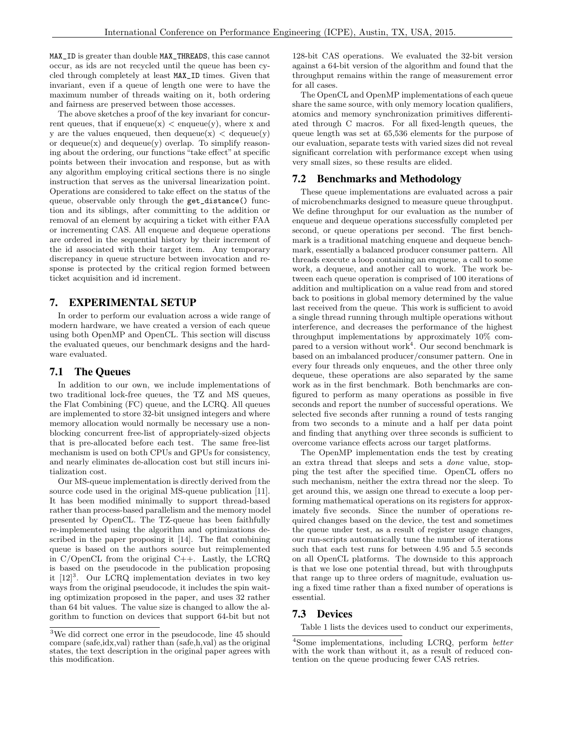MAX_ID is greater than double MAX_THREADS, this case cannot occur, as ids are not recycled until the queue has been cycled through completely at least MAX_ID times. Given that invariant, even if a queue of length one were to have the maximum number of threads waiting on it, both ordering and fairness are preserved between those accesses.

The above sketches a proof of the key invariant for concurrent queues, that if enqueue(x) < enqueue(y), where x and y are the values enqueued, then dequeue(x) < dequeue(y) or dequeue(x) and dequeue(y) overlap. To simplify reasoning about the ordering, our functions "take effect" at specific points between their invocation and response, but as with any algorithm employing critical sections there is no single instruction that serves as the universal linearization point. Operations are considered to take effect on the status of the queue, observable only through the get_distance() function and its siblings, after committing to the addition or removal of an element by acquiring a ticket with either FAA or incrementing CAS. All enqueue and dequeue operations are ordered in the sequential history by their increment of the id associated with their target item. Any temporary discrepancy in queue structure between invocation and response is protected by the critical region formed between ticket acquisition and id increment.

# 7. EXPERIMENTAL SETUP

In order to perform our evaluation across a wide range of modern hardware, we have created a version of each queue using both OpenMP and OpenCL. This section will discuss the evaluated queues, our benchmark designs and the hardware evaluated.

## 7.1 The Queues

In addition to our own, we include implementations of two traditional lock-free queues, the TZ and MS queues, the Flat Combining (FC) queue, and the LCRQ. All queues are implemented to store 32-bit unsigned integers and where memory allocation would normally be necessary use a non-blocking concurrent free-list of appropriately-sized objects that is pre-allocated before each test. The same free-list mechanism is used on both CPUs and GPUs for consistency, and nearly eliminates de-allocation cost but still incurs initialization cost.

Our MS-queue implementation is directly derived from the source code used in the original MS-queue publication [11]. It has been modified minimally to support thread-based rather than process-based parallelism and the memory model presented by OpenCL. The TZ-queue has been faithfully re-implemented using the algorithm and optimizations described in the paper proposing it [14]. The flat combining queue is based on the authors source but reimplemented in C/OpenCL from the original C++. Lastly, the LCRQ is based on the pseudocode in the publication proposing it [12][3]. Our LCRQ implementation deviates in two key ways from the original pseudocode, it includes the spin waiting optimization proposed in the paper, and uses 32 rather than 64 bit values. The value size is changed to allow the algorithm to function on devices that support 64-bit but not 128-bit CAS operations. We evaluated the 32-bit version against a 64-bit version of the algorithm and found that the throughput remains within the range of measurement error for all cases.

The OpenCL and OpenMP implementations of each queue share the same source, with only memory location qualifiers, atomics and memory synchronization primitives differentiated through C macros. For all fixed-length queues, the queue length was set at 65,536 elements for the purpose of our evaluation, separate tests with varied sizes did not reveal significant correlation with performance except when using very small sizes, so these results are elided.

## 7.2 Benchmarks and Methodology

These queue implementations are evaluated across a pair of microbenchmarks designed to measure queue throughput. We define throughput for our evaluation as the number of enqueue and dequeue operations successfully completed per second, or queue operations per second. The first benchmark is a traditional matching enqueue and dequeue benchmark, essentially a balanced producer consumer pattern. All threads execute a loop containing an enqueue, a call to some work, a dequeue, and another call to work. The work between each queue operation is comprised of 100 iterations of addition and multiplication on a value read from and stored back to positions in global memory determined by the value last received from the queue. This work is sufficient to avoid a single thread running through multiple operations without interference, and decreases the performance of the highest throughput implementations by approximately 10% compared to a version without work[4]. Our second benchmark is based on an imbalanced producer/consumer pattern. One in every four threads only enqueues, and the other three only dequeue, these operations are also separated by the same work as in the first benchmark. Both benchmarks are configured to perform as many operations as possible in five seconds and report the number of successful operations. We selected five seconds after running a round of tests ranging from two seconds to a minute and a half per data point and finding that anything over three seconds is sufficient to overcome variance effects across our target platforms.

The OpenMP implementation ends the test by creating an extra thread that sleeps and sets a *done* value, stopping the test after the specified time. OpenCL offers no such mechanism, neither the extra thread nor the sleep. To get around this, we assign one thread to execute a loop performing mathematical operations on its registers for approximately five seconds. Since the number of operations required changes based on the device, the test and sometimes the queue under test, as a result of register usage changes, our run-scripts automatically tune the number of iterations such that each test runs for between 4.95 and 5.5 seconds on all OpenCL platforms. The downside to this approach is that we lose one potential thread, but with throughputs that range up to three orders of magnitude, evaluation using a fixed time rather than a fixed number of operations is essential.

## 7.3 Devices

Table 1 lists the devices used to conduct our experiments,

[3]We did correct one error in the pseudocode, line 45 should compare (safe,idx,val) rather than (safe,h,val) as the original states, the text description in the original paper agrees with this modification.

[4]Some implementations, including LCRQ, perform *better* with the work than without it, as a result of reduced contention on the queue producing fewer CAS retries.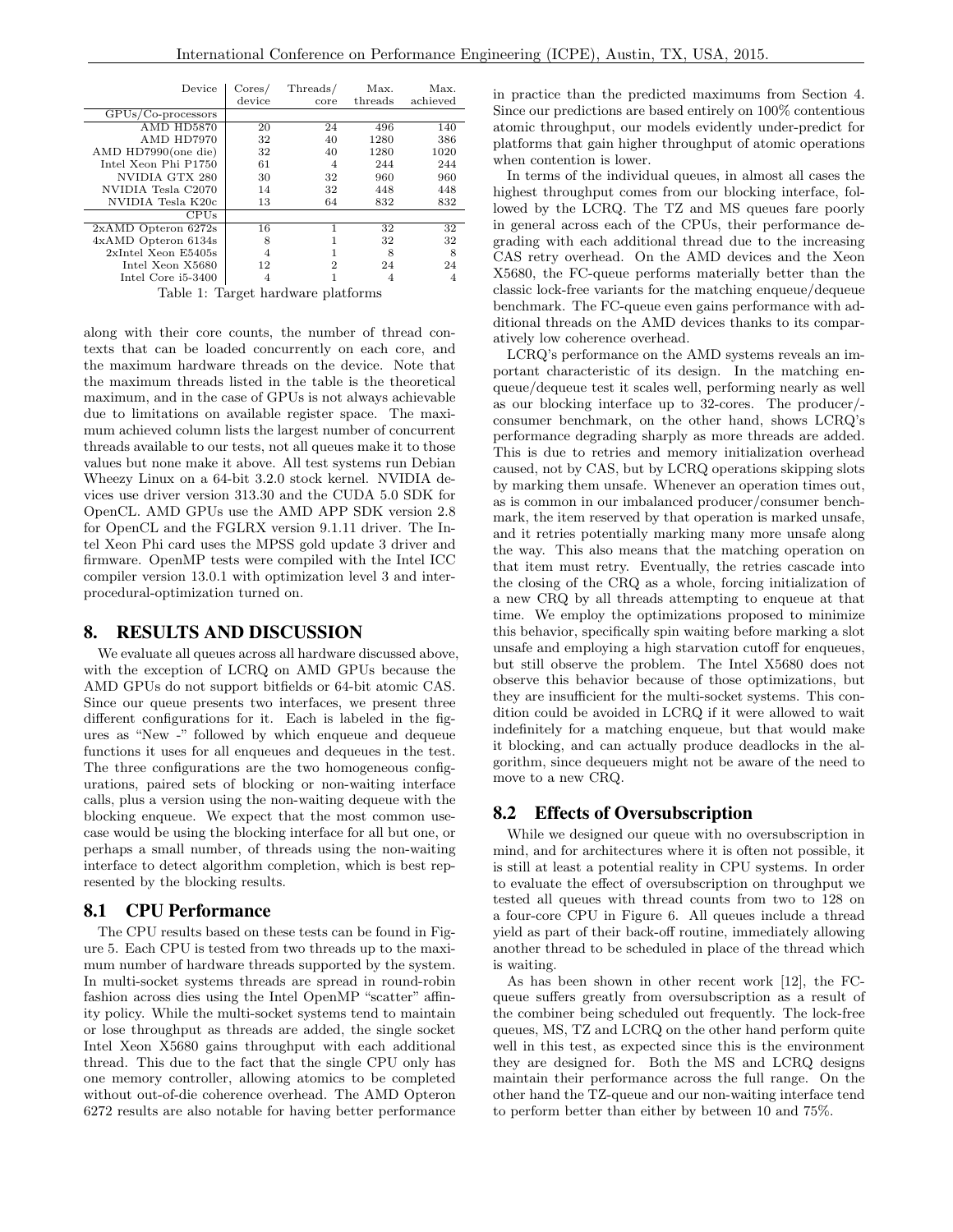| Device | Cores/ device | Threads/ core | Max. threads | Max. achieved |
|---|---|---|---|---|
| GPUs/Co-processors | | | | |
| AMD HD5870 | 20 | 24 | 496 | 140 |
| AMD HD7970 | 32 | 40 | 1280 | 386 |
| AMD HD7990(one die) | 32 | 40 | 1280 | 1020 |
| Intel Xeon Phi P1750 | 61 | 4 | 244 | 244 |
| NVIDIA GTX 280 | 30 | 32 | 960 | 960 |
| NVIDIA Tesla C2070 | 14 | 32 | 448 | 448 |
| NVIDIA Tesla K20c | 13 | 64 | 832 | 832 |
| CPUs | | | | |
| 2xAMD Opteron 6272s | 16 | 1 | 32 | 32 |
| 4xAMD Opteron 6134s | 8 | 1 | 32 | 32 |
| 2xIntel Xeon E5405s | 4 | 1 | 8 | 8 |
| Intel Xeon X5680 | 12 | 2 | 24 | 24 |
| Intel Core i5-3400 | 4 | 1 | 4 | 4 |

Table 1: Target hardware platforms

along with their core counts, the number of thread contexts that can be loaded concurrently on each core, and the maximum hardware threads on the device. Note that the maximum threads listed in the table is the theoretical maximum, and in the case of GPUs is not always achievable due to limitations on available register space. The maximum achieved column lists the largest number of concurrent threads available to our tests, not all queues make it to those values but none make it above. All test systems run Debian Wheezy Linux on a 64-bit 3.2.0 stock kernel. NVIDIA devices use driver version 313.30 and the CUDA 5.0 SDK for OpenCL. AMD GPUs use the AMD APP SDK version 2.8 for OpenCL and the FGLRX version 9.1.11 driver. The Intel Xeon Phi card uses the MPSS gold update 3 driver and firmware. OpenMP tests were compiled with the Intel ICC compiler version 13.0.1 with optimization level 3 and interprocedural-optimization turned on.

## 8. RESULTS AND DISCUSSION

We evaluate all queues across all hardware discussed above, with the exception of LCRQ on AMD GPUs because the AMD GPUs do not support bitfields or 64-bit atomic CAS. Since our queue presents two interfaces, we present three different configurations for it. Each is labeled in the figures as "New -" followed by which enqueue and dequeue functions it uses for all enqueues and dequeues in the test. The three configurations are the two homogeneous configurations, paired sets of blocking or non-waiting interface calls, plus a version using the non-waiting dequeue with the blocking enqueue. We expect that the most common usecase would be using the blocking interface for all but one, or perhaps a small number, of threads using the non-waiting interface to detect algorithm completion, which is best represented by the blocking results.

### 8.1 CPU Performance

The CPU results based on these tests can be found in Figure 5. Each CPU is tested from two threads up to the maximum number of hardware threads supported by the system. In multi-socket systems threads are spread in round-robin fashion across dies using the Intel OpenMP "scatter" affinity policy. While the multi-socket systems tend to maintain or lose throughput as threads are added, the single socket Intel Xeon X5680 gains throughput with each additional thread. This due to the fact that the single CPU only has one memory controller, allowing atomics to be completed without out-of-die coherence overhead. The AMD Opteron 6272 results are also notable for having better performance in practice than the predicted maximums from Section 4. Since our predictions are based entirely on 100% contentious atomic throughput, our models evidently under-predict for platforms that gain higher throughput of atomic operations when contention is lower.

In terms of the individual queues, in almost all cases the highest throughput comes from our blocking interface, followed by the LCRQ. The TZ and MS queues fare poorly in general across each of the CPUs, their performance degrading with each additional thread due to the increasing CAS retry overhead. On the AMD devices and the Xeon X5680, the FC-queue performs materially better than the classic lock-free variants for the matching enqueue/dequeue benchmark. The FC-queue even gains performance with additional threads on the AMD devices thanks to its comparatively low coherence overhead.

LCRQ's performance on the AMD systems reveals an important characteristic of its design. In the matching enqueue/dequeue test it scales well, performing nearly as well as our blocking interface up to 32-cores. The producer/-consumer benchmark, on the other hand, shows LCRQ's performance degrading sharply as more threads are added. This is due to retries and memory initialization overhead caused, not by CAS, but by LCRQ operations skipping slots by marking them unsafe. Whenever an operation times out, as is common in our imbalanced producer/consumer benchmark, the item reserved by that operation is marked unsafe, and it retries potentially marking many more unsafe along the way. This also means that the matching operation on that item must retry. Eventually, the retries cascade into the closing of the CRQ as a whole, forcing initialization of a new CRQ by all threads attempting to enqueue at that time. We employ the optimizations proposed to minimize this behavior, specifically spin waiting before marking a slot unsafe and employing a high starvation cutoff for enqueues, but still observe the problem. The Intel X5680 does not observe this behavior because of those optimizations, but they are insufficient for the multi-socket systems. This condition could be avoided in LCRQ if it were allowed to wait indefinitely for a matching enqueue, but that would make it blocking, and can actually produce deadlocks in the algorithm, since dequeuers might not be aware of the need to move to a new CRQ.

### 8.2 Effects of Oversubscription

While we designed our queue with no oversubscription in mind, and for architectures where it is often not possible, it is still at least a potential reality in CPU systems. In order to evaluate the effect of oversubscription on throughput we tested all queues with thread counts from two to 128 on a four-core CPU in Figure 6. All queues include a thread yield as part of their back-off routine, immediately allowing another thread to be scheduled in place of the thread which is waiting.

As has been shown in other recent work [12], the FC-queue suffers greatly from oversubscription as a result of the combiner being scheduled out frequently. The lock-free queues, MS, TZ and LCRQ on the other hand perform quite well in this test, as expected since this is the environment they are designed for. Both the MS and LCRQ designs maintain their performance across the full range. On the other hand the TZ-queue and our non-waiting interface tend to perform better than either by between 10 and 75%.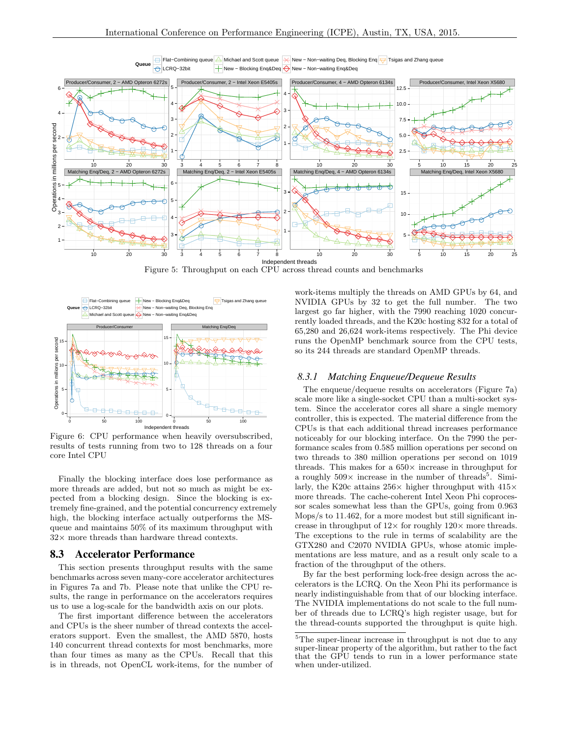Figure 5: Throughput on each CPU across thread counts and benchmarks

Figure 6: CPU performance when heavily oversubscribed, results of tests running from two to 128 threads on a four core Intel CPU

Finally the blocking interface does lose performance as more threads are added, but not so much as might be expected from a blocking design. Since the blocking is extremely fine-grained, and the potential concurrency extremely high, the blocking interface actually outperforms the MS-queue and maintains 50% of its maximum throughput with 32× more threads than hardware thread contexts.

## 8.3 Accelerator Performance

This section presents throughput results with the same benchmarks across seven many-core accelerator architectures in Figures 7a and 7b. Please note that unlike the CPU results, the range in performance on the accelerators requires us to use a log-scale for the bandwidth axis on our plots.

The first important difference between the accelerators and CPUs is the sheer number of thread contexts the accelerators support. Even the smallest, the AMD 5870, hosts 140 concurrent thread contexts for most benchmarks, more than four times as many as the CPUs. Recall that this is in threads, not OpenCL work-items, for the number of work-items multiply the threads on AMD GPUs by 64, and NVIDIA GPUs by 32 to get the full number. The two largest go far higher, with the 7990 reaching 1020 concurrently loaded threads, and the K20c hosting 832 for a total of 65,280 and 26,624 work-items respectively. The Phi device runs the OpenMP benchmark source from the CPU tests, so its 244 threads are standard OpenMP threads.

### 8.3.1 *Matching Enqueue/Dequeue Results*

The enqueue/dequeue results on accelerators (Figure 7a) scale more like a single-socket CPU than a multi-socket system. Since the accelerator cores all share a single memory controller, this is expected. The material difference from the CPUs is that each additional thread increases performance noticeably for our blocking interface. On the 7990 the performance scales from 0.585 million operations per second on two threads to 380 million operations per second on 1019 threads. This makes for a 650× increase in throughput for a roughly 509× increase in the number of threads[5]. Similarly, the K20c attains 256× higher throughput with 415× more threads. The cache-coherent Intel Xeon Phi coprocessor scales somewhat less than the GPUs, going from 0.963 Mops/s to 11.462, for a more modest but still significant increase in throughput of 12× for roughly 120× more threads. The exceptions to the rule in terms of scalability are the GTX280 and C2070 NVIDIA GPUs, whose atomic implementations are less mature, and as a result only scale to a fraction of the throughput of the others.

By far the best performing lock-free design across the accelerators is the LCRQ. On the Xeon Phi its performance is nearly indistinguishable from that of our blocking interface. The NVIDIA implementations do not scale to the full number of threads due to LCRQ's high register usage, but for the thread-counts supported the throughput is quite high.

[5]The super-linear increase in throughput is not due to any super-linear property of the algorithm, but rather to the fact that the GPU tends to run in a lower performance state when under-utilized.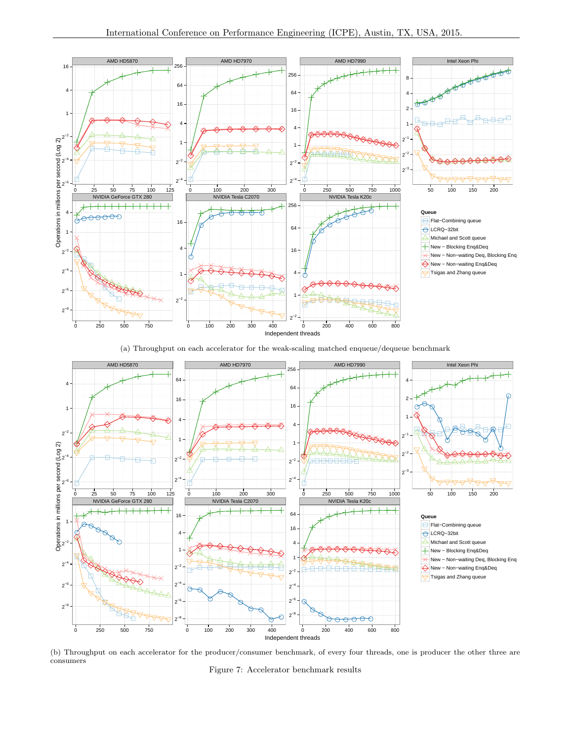(a) Throughput on each accelerator for the weak-scaling matched enqueue/dequeue benchmark

(b) Throughput on each accelerator for the producer/consumer benchmark, of every four threads, one is producer the other three are consumers

Figure 7: Accelerator benchmark results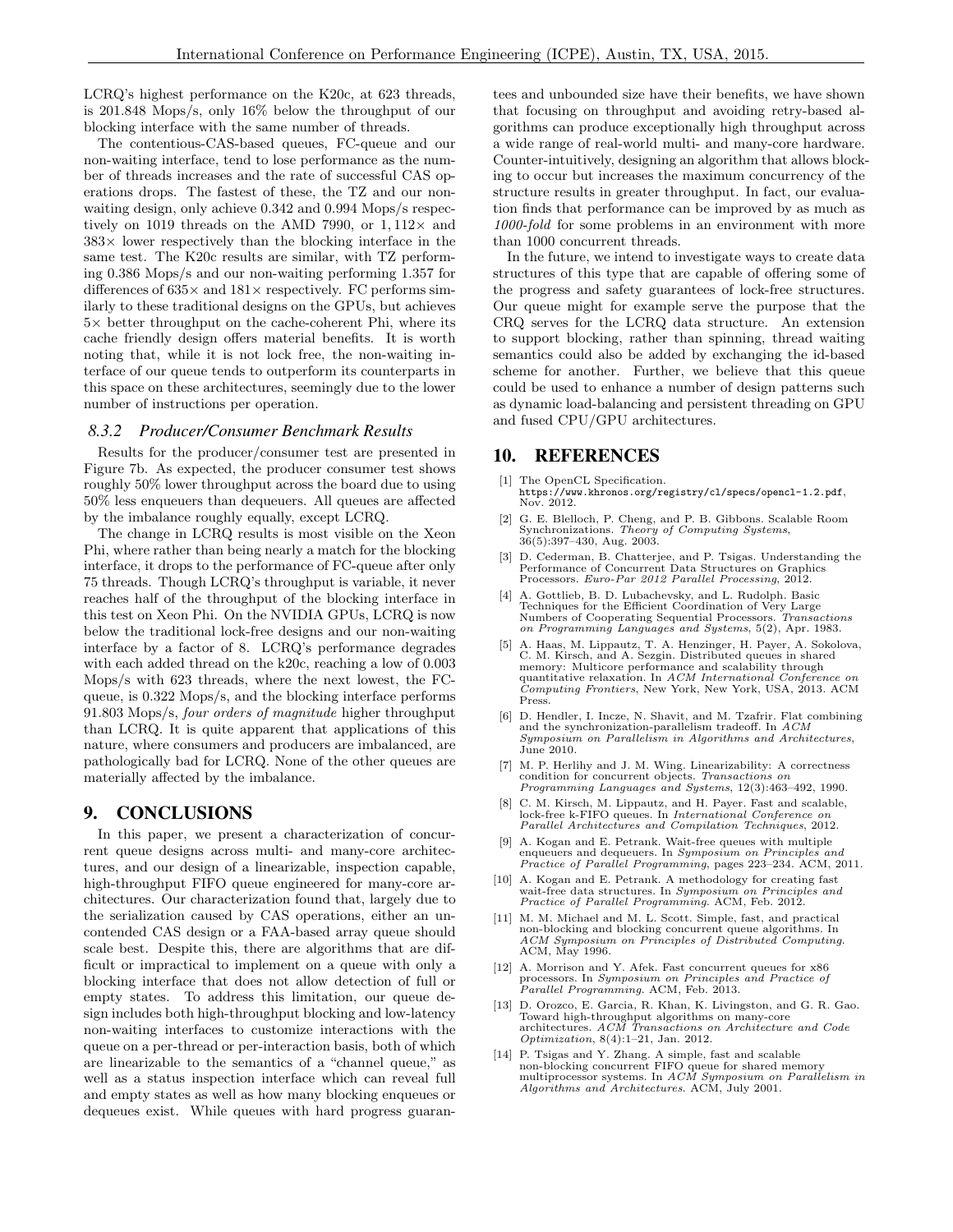LCRQ's highest performance on the K20c, at 623 threads, is 201.848 Mops/s, only 16% below the throughput of our blocking interface with the same number of threads.

The contentious-CAS-based queues, FC-queue and our non-waiting interface, tend to lose performance as the number of threads increases and the rate of successful CAS operations drops. The fastest of these, the TZ and our non-waiting design, only achieve 0.342 and 0.994 Mops/s respectively on 1019 threads on the AMD 7990, or 1,112× and 383× lower respectively than the blocking interface in the same test. The K20c results are similar, with TZ performing 0.386 Mops/s and our non-waiting performing 1.357 for differences of 635× and 181× respectively. FC performs similarly to these traditional designs on the GPUs, but achieves 5× better throughput on the cache-coherent Phi, where its cache friendly design offers material benefits. It is worth noting that, while it is not lock free, the non-waiting interface of our queue tends to outperform its counterparts in this space on these architectures, seemingly due to the lower number of instructions per operation.

### 8.3.2 Producer/Consumer Benchmark Results

Results for the producer/consumer test are presented in Figure 7b. As expected, the producer consumer test shows roughly 50% lower throughput across the board due to using 50% less enqueuers than dequeuers. All queues are affected by the imbalance roughly equally, except LCRQ.

The change in LCRQ results is most visible on the Xeon Phi, where rather than being nearly a match for the blocking interface, it drops to the performance of FC-queue after only 75 threads. Though LCRQ's throughput is variable, it never reaches half of the throughput of the blocking interface in this test on Xeon Phi. On the NVIDIA GPUs, LCRQ is now below the traditional lock-free designs and our non-waiting interface by a factor of 8. LCRQ's performance degrades with each added thread on the k20c, reaching a low of 0.003 Mops/s with 623 threads, where the next lowest, the FC-queue, is 0.322 Mops/s, and the blocking interface performs 91.803 Mops/s, *four orders of magnitude* higher throughput than LCRQ. It is quite apparent that applications of this nature, where consumers and producers are imbalanced, are pathologically bad for LCRQ. None of the other queues are materially affected by the imbalance.

## 9. CONCLUSIONS

In this paper, we present a characterization of concurrent queue designs across multi- and many-core architectures, and our design of a linearizable, inspection capable, high-throughput FIFO queue engineered for many-core architectures. Our characterization found that, largely due to the serialization caused by CAS operations, either an uncontended CAS design or a FAA-based array queue should scale best. Despite this, there are algorithms that are difficult or impractical to implement on a queue with only a blocking interface that does not allow detection of full or empty states. To address this limitation, our queue design includes both high-throughput blocking and low-latency non-waiting interfaces to customize interactions with the queue on a per-thread or per-interaction basis, both of which are linearizable to the semantics of a "channel queue," as well as a status inspection interface which can reveal full and empty states as well as how many blocking enqueues or dequeues exist. While queues with hard progress guarantees and unbounded size have their benefits, we have shown that focusing on throughput and avoiding retry-based algorithms can produce exceptionally high throughput across a wide range of real-world multi- and many-core hardware. Counter-intuitively, designing an algorithm that allows blocking to occur but increases the maximum concurrency of the structure results in greater throughput. In fact, our evaluation finds that performance can be improved by as much as *1000-fold* for some problems in an environment with more than 1000 concurrent threads.

In the future, we intend to investigate ways to create data structures of this type that are capable of offering some of the progress and safety guarantees of lock-free structures. Our queue might for example serve the purpose that the CRQ serves for the LCRQ data structure. An extension to support blocking, rather than spinning, thread waiting semantics could also be added by exchanging the id-based scheme for another. Further, we believe that this queue could be used to enhance a number of design patterns such as dynamic load-balancing and persistent threading on GPU and fused CPU/GPU architectures.

## 10. REFERENCES

[1] The OpenCL Specification. https://www.khronos.org/registry/cl/specs/opencl-1.2.pdf, Nov. 2012.

[2] G. E. Blelloch, P. Cheng, and P. B. Gibbons. Scalable Room Synchronizations. *Theory of Computing Systems*, 36(5):397–430, Aug. 2003.

[3] D. Cederman, B. Chatterjee, and P. Tsigas. Understanding the Performance of Concurrent Data Structures on Graphics Processors. *Euro-Par 2012 Parallel Processing*, 2012.

[4] A. Gottlieb, B. D. Lubachevsky, and L. Rudolph. Basic Techniques for the Efficient Coordination of Very Large Numbers of Cooperating Sequential Processors. *Transactions on Programming Languages and Systems*, 5(2), Apr. 1983.

[5] A. Haas, M. Lippautz, T. A. Henzinger, H. Payer, A. Sokolova, C. M. Kirsch, and A. Sezgin. Distributed queues in shared memory: Multicore performance and scalability through quantitative relaxation. In *ACM International Conference on Computing Frontiers*, New York, New York, USA, 2013. ACM Press.

[6] D. Hendler, I. Incze, N. Shavit, and M. Tzafrir. Flat combining and the synchronization-parallelism tradeoff. In *ACM Symposium on Parallelism in Algorithms and Architectures*, June 2010.

[7] M. P. Herlihy and J. M. Wing. Linearizability: A correctness condition for concurrent objects. *Transactions on Programming Languages and Systems*, 12(3):463–492, 1990.

[8] C. M. Kirsch, M. Lippautz, and H. Payer. Fast and scalable, lock-free k-FIFO queues. In *International Conference on Parallel Architectures and Compilation Techniques*, 2012.

[9] A. Kogan and E. Petrank. Wait-free queues with multiple enqueuers and dequeuers. In *Symposium on Principles and Practice of Parallel Programming*, pages 223–234. ACM, 2011.

[10] A. Kogan and E. Petrank. A methodology for creating fast wait-free data structures. In *Symposium on Principles and Practice of Parallel Programming*. ACM, Feb. 2012.

[11] M. M. Michael and M. L. Scott. Simple, fast, and practical non-blocking and blocking concurrent queue algorithms. In *ACM Symposium on Principles of Distributed Computing*. ACM, May 1996.

[12] A. Morrison and Y. Afek. Fast concurrent queues for x86 processors. In *Symposium on Principles and Practice of Parallel Programming*. ACM, Feb. 2013.

[13] D. Orozco, E. Garcia, R. Khan, K. Livingston, and G. R. Gao. Toward high-throughput algorithms on many-core architectures. *ACM Transactions on Architecture and Code Optimization*, 8(4):1–21, Jan. 2012.

[14] P. Tsigas and Y. Zhang. A simple, fast and scalable non-blocking concurrent FIFO queue for shared memory multiprocessor systems. In *ACM Symposium on Parallelism in Algorithms and Architectures*. ACM, July 2001.